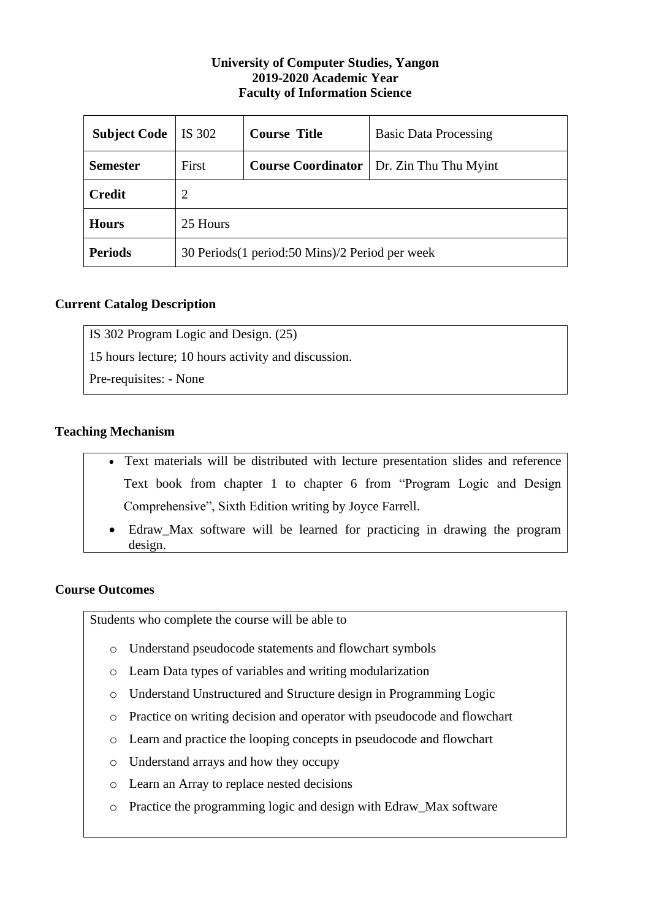**University of Computer Studies, Yangon**
**2019-2020 Academic Year**
**Faculty of Information Science**

| **Subject Code** | IS 302 | **Course Title** | Basic Data Processing |
|---|---|---|---|
| **Semester** | First | **Course Coordinator** | Dr. Zin Thu Thu Myint |
| **Credit** | 2 | | |
| **Hours** | 25 Hours | | |
| **Periods** | 30 Periods(1 period:50 Mins)/2 Period per week | | |

### Current Catalog Description

IS 302 Program Logic and Design. (25)

15 hours lecture; 10 hours activity and discussion.

Pre-requisites: - None

### Teaching Mechanism

- Text materials will be distributed with lecture presentation slides and reference Text book from chapter 1 to chapter 6 from "Program Logic and Design Comprehensive", Sixth Edition writing by Joyce Farrell.
- Edraw_Max software will be learned for practicing in drawing the program design.

### Course Outcomes

Students who complete the course will be able to

- Understand pseudocode statements and flowchart symbols
- Learn Data types of variables and writing modularization
- Understand Unstructured and Structure design in Programming Logic
- Practice on writing decision and operator with pseudocode and flowchart
- Learn and practice the looping concepts in pseudocode and flowchart
- Understand arrays and how they occupy
- Learn an Array to replace nested decisions
- Practice the programming logic and design with Edraw_Max software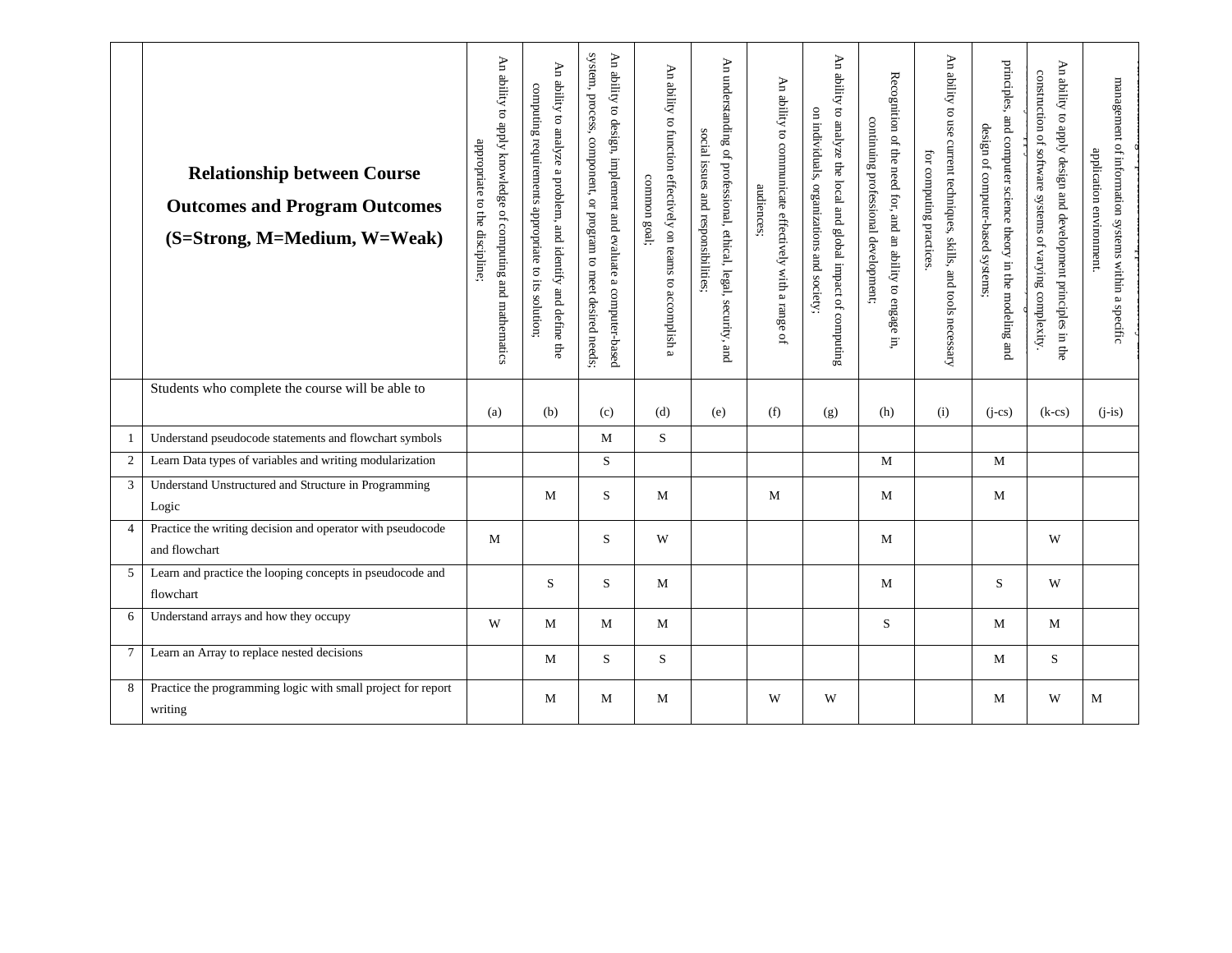| | **Relationship between Course Outcomes and Program Outcomes (S=Strong, M=Medium, W=Weak)** | An ability to apply knowledge of computing and mathematics appropriate to the discipline; | An ability to analyze a problem, and identify and define the computing requirements appropriate to its solution; | An ability to design, implement and evaluate a computer-based system, process, component, or program to meet desired needs; | An ability to function effectively on teams to accomplish a common goal; | An understanding of professional, ethical, legal, security, and social issues and responsibilities; | An ability to communicate effectively with a range of audiences; | An ability to analyze the local and global impact of computing on individuals, organizations and society; | Recognition of the need for, and an ability to engage in, continuing professional development; | An ability to use current techniques, skills, and tools necessary for computing practices. | principles, and computer science theory in the modeling and design of computer-based systems; | An ability to apply design and development principles in the construction of software systems of varying complexity. | management of information systems within a specific application environment. |
|---|---|---|---|---|---|---|---|---|---|---|---|---|---|
| | Students who complete the course will be able to | (a) | (b) | (c) | (d) | (e) | (f) | (g) | (h) | (i) | (j-cs) | (k-cs) | (j-is) |
| 1 | Understand pseudocode statements and flowchart symbols | | | M | S | | | | | | | | |
| 2 | Learn Data types of variables and writing modularization | | | S | | | | | M | | M | | |
| 3 | Understand Unstructured and Structure in Programming Logic | | M | S | M | | M | | M | | M | | |
| 4 | Practice the writing decision and operator with pseudocode and flowchart | M | | S | W | | | | M | | | W | |
| 5 | Learn and practice the looping concepts in pseudocode and flowchart | | S | S | M | | | | M | | S | W | |
| 6 | Understand arrays and how they occupy | W | M | M | M | | | | S | | M | M | |
| 7 | Learn an Array to replace nested decisions | | M | S | S | | | | | | M | S | |
| 8 | Practice the programming logic with small project for report writing | | M | M | M | | W | W | | | M | W | M |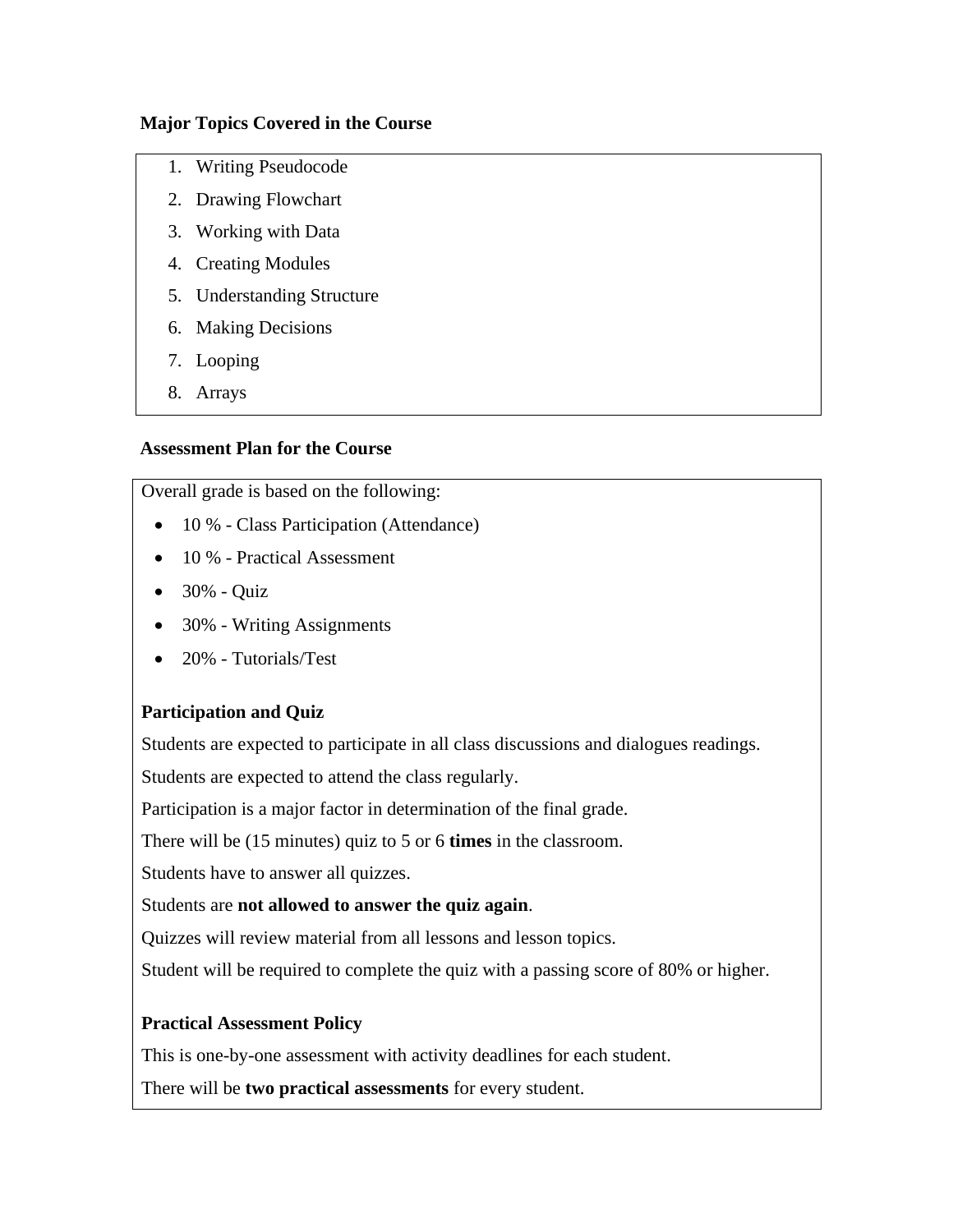**Major Topics Covered in the Course**

1. Writing Pseudocode
2. Drawing Flowchart
3. Working with Data
4. Creating Modules
5. Understanding Structure
6. Making Decisions
7. Looping
8. Arrays

**Assessment Plan for the Course**

Overall grade is based on the following:

- 10 % - Class Participation (Attendance)
- 10 % - Practical Assessment
- 30% - Quiz
- 30% - Writing Assignments
- 20% - Tutorials/Test

**Participation and Quiz**

Students are expected to participate in all class discussions and dialogues readings.

Students are expected to attend the class regularly.

Participation is a major factor in determination of the final grade.

There will be (15 minutes) quiz to 5 or 6 **times** in the classroom.

Students have to answer all quizzes.

Students are **not allowed to answer the quiz again**.

Quizzes will review material from all lessons and lesson topics.

Student will be required to complete the quiz with a passing score of 80% or higher.

**Practical Assessment Policy**

This is one-by-one assessment with activity deadlines for each student.

There will be **two practical assessments** for every student.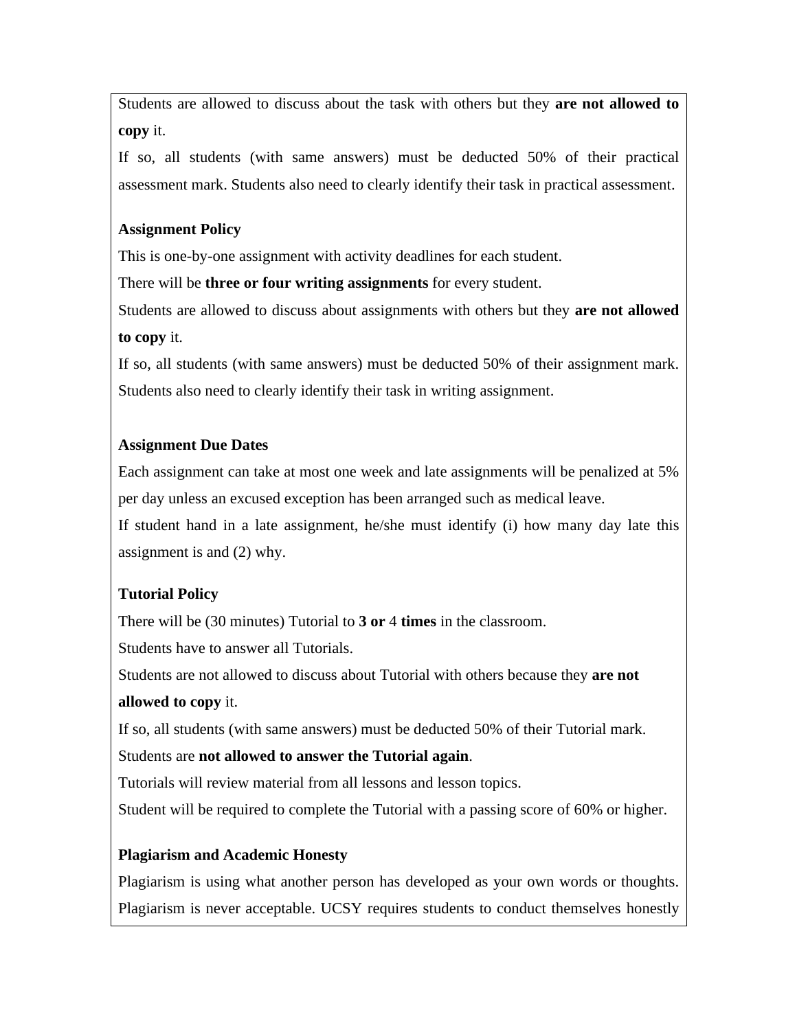Students are allowed to discuss about the task with others but they **are not allowed to copy** it.

If so, all students (with same answers) must be deducted 50% of their practical assessment mark. Students also need to clearly identify their task in practical assessment.

**Assignment Policy**

This is one-by-one assignment with activity deadlines for each student.

There will be **three or four writing assignments** for every student.

Students are allowed to discuss about assignments with others but they **are not allowed to copy** it.

If so, all students (with same answers) must be deducted 50% of their assignment mark. Students also need to clearly identify their task in writing assignment.

**Assignment Due Dates**

Each assignment can take at most one week and late assignments will be penalized at 5% per day unless an excused exception has been arranged such as medical leave.

If student hand in a late assignment, he/she must identify (i) how many day late this assignment is and (2) why.

**Tutorial Policy**

There will be (30 minutes) Tutorial to **3 or** 4 **times** in the classroom.

Students have to answer all Tutorials.

Students are not allowed to discuss about Tutorial with others because they **are not allowed to copy** it.

If so, all students (with same answers) must be deducted 50% of their Tutorial mark.

Students are **not allowed to answer the Tutorial again**.

Tutorials will review material from all lessons and lesson topics.

Student will be required to complete the Tutorial with a passing score of 60% or higher.

**Plagiarism and Academic Honesty**

Plagiarism is using what another person has developed as your own words or thoughts. Plagiarism is never acceptable. UCSY requires students to conduct themselves honestly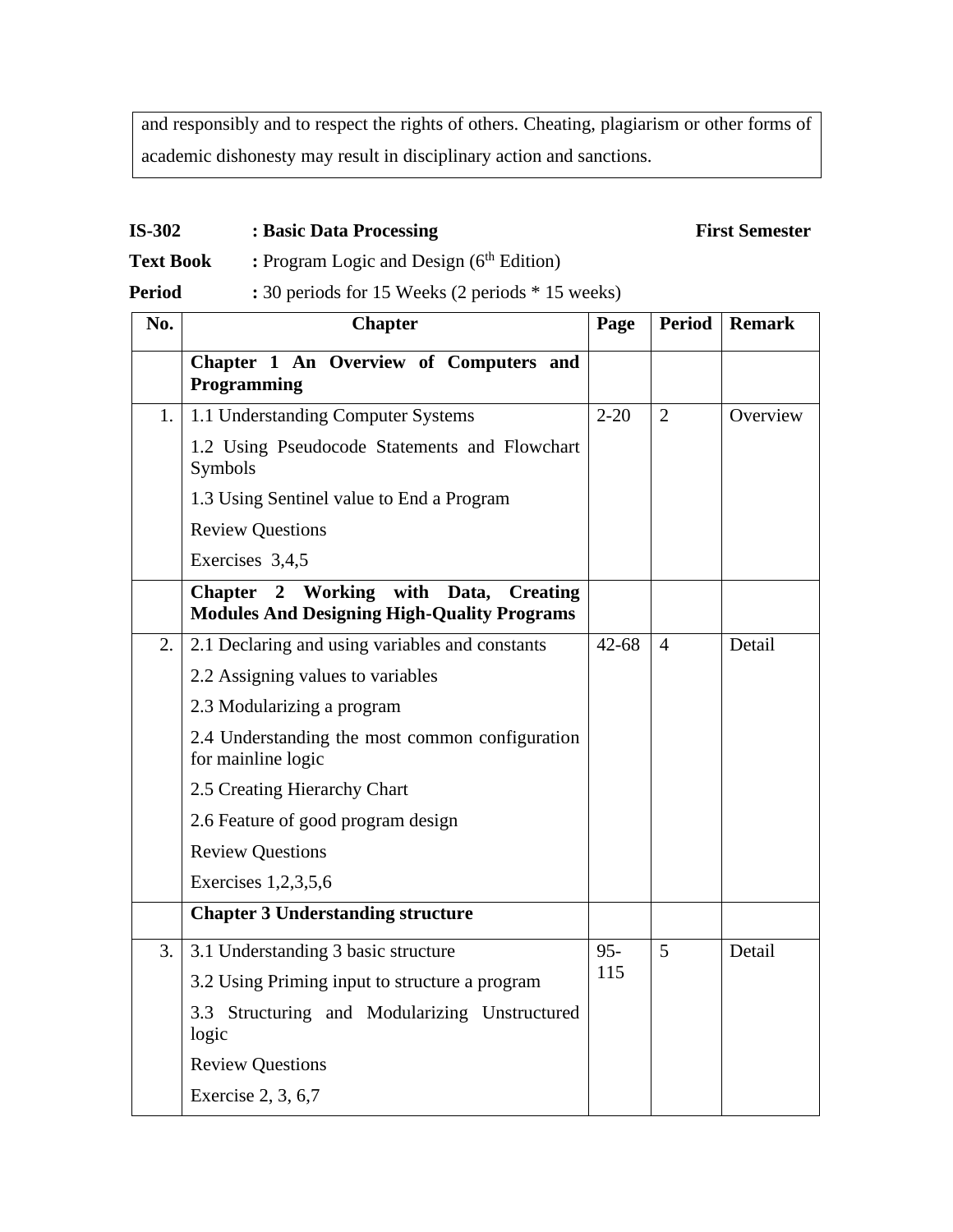and responsibly and to respect the rights of others. Cheating, plagiarism or other forms of academic dishonesty may result in disciplinary action and sanctions.

**IS-302** **: Basic Data Processing** **First Semester**

**Text Book** **:** Program Logic and Design (6th Edition)

**Period** **:** 30 periods for 15 Weeks (2 periods * 15 weeks)

| No. | Chapter | Page | Period | Remark |
|---|---|---|---|---|
| | **Chapter 1 An Overview of Computers and Programming** | | | |
| 1. | 1.1 Understanding Computer Systems<br>1.2 Using Pseudocode Statements and Flowchart Symbols<br>1.3 Using Sentinel value to End a Program<br>Review Questions<br>Exercises 3,4,5 | 2-20 | 2 | Overview |
| | **Chapter 2 Working with Data, Creating Modules And Designing High-Quality Programs** | | | |
| 2. | 2.1 Declaring and using variables and constants<br>2.2 Assigning values to variables<br>2.3 Modularizing a program<br>2.4 Understanding the most common configuration for mainline logic<br>2.5 Creating Hierarchy Chart<br>2.6 Feature of good program design<br>Review Questions<br>Exercises 1,2,3,5,6 | 42-68 | 4 | Detail |
| | **Chapter 3 Understanding structure** | | | |
| 3. | 3.1 Understanding 3 basic structure<br>3.2 Using Priming input to structure a program<br>3.3 Structuring and Modularizing Unstructured logic<br>Review Questions<br>Exercise 2, 3, 6,7 | 95-115 | 5 | Detail |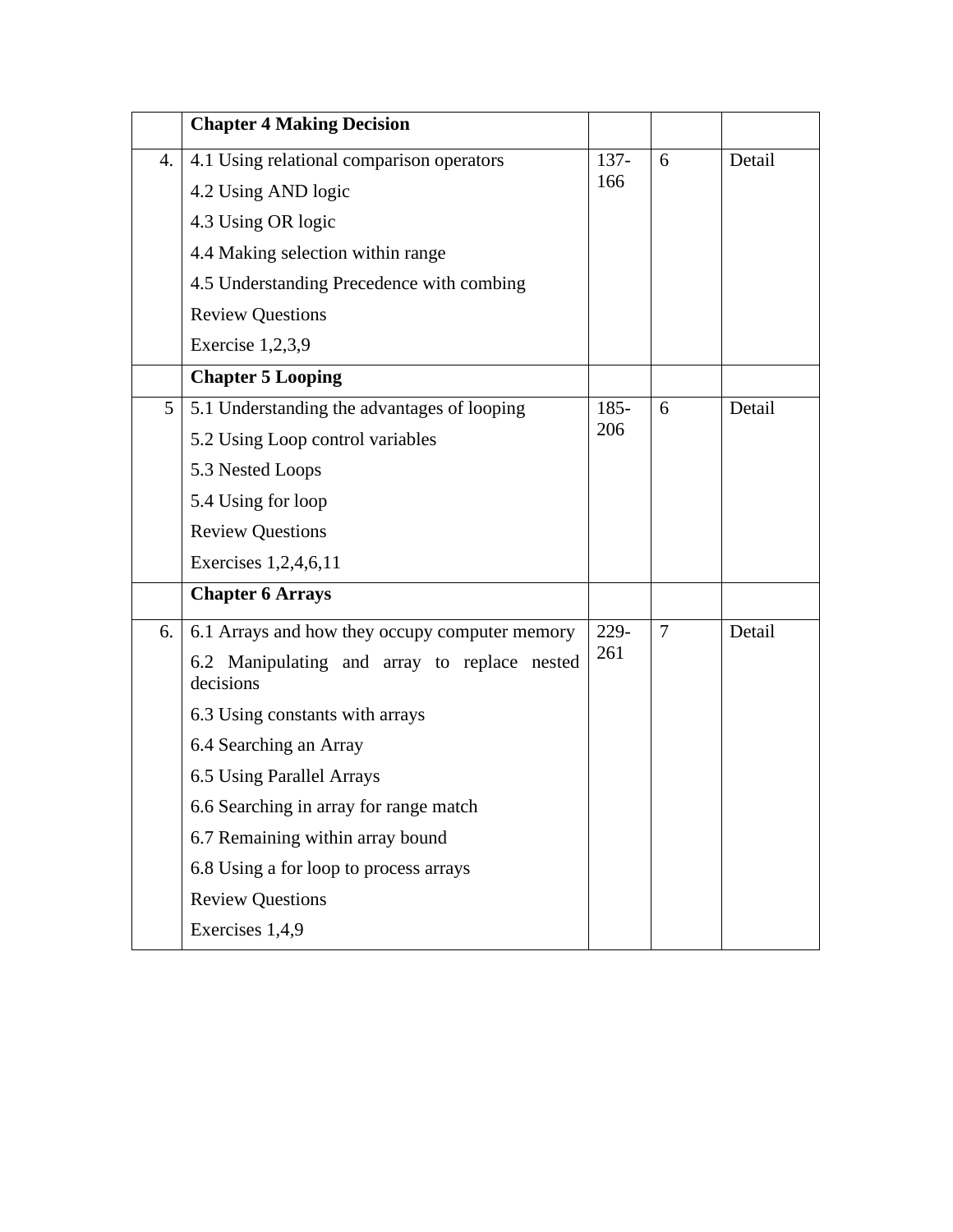| | | | | |
|---|---|---|---|---|
| | **Chapter 4 Making Decision** | | | |
| 4. | 4.1 Using relational comparison operators<br>4.2 Using AND logic<br>4.3 Using OR logic<br>4.4 Making selection within range<br>4.5 Understanding Precedence with combing<br>Review Questions<br>Exercise 1,2,3,9 | 137-166 | 6 | Detail |
| | **Chapter 5 Looping** | | | |
| 5 | 5.1 Understanding the advantages of looping<br>5.2 Using Loop control variables<br>5.3 Nested Loops<br>5.4 Using for loop<br>Review Questions<br>Exercises 1,2,4,6,11 | 185-206 | 6 | Detail |
| | **Chapter 6 Arrays** | | | |
| 6. | 6.1 Arrays and how they occupy computer memory<br>6.2 Manipulating and array to replace nested decisions<br>6.3 Using constants with arrays<br>6.4 Searching an Array<br>6.5 Using Parallel Arrays<br>6.6 Searching in array for range match<br>6.7 Remaining within array bound<br>6.8 Using a for loop to process arrays<br>Review Questions<br>Exercises 1,4,9 | 229-261 | 7 | Detail |